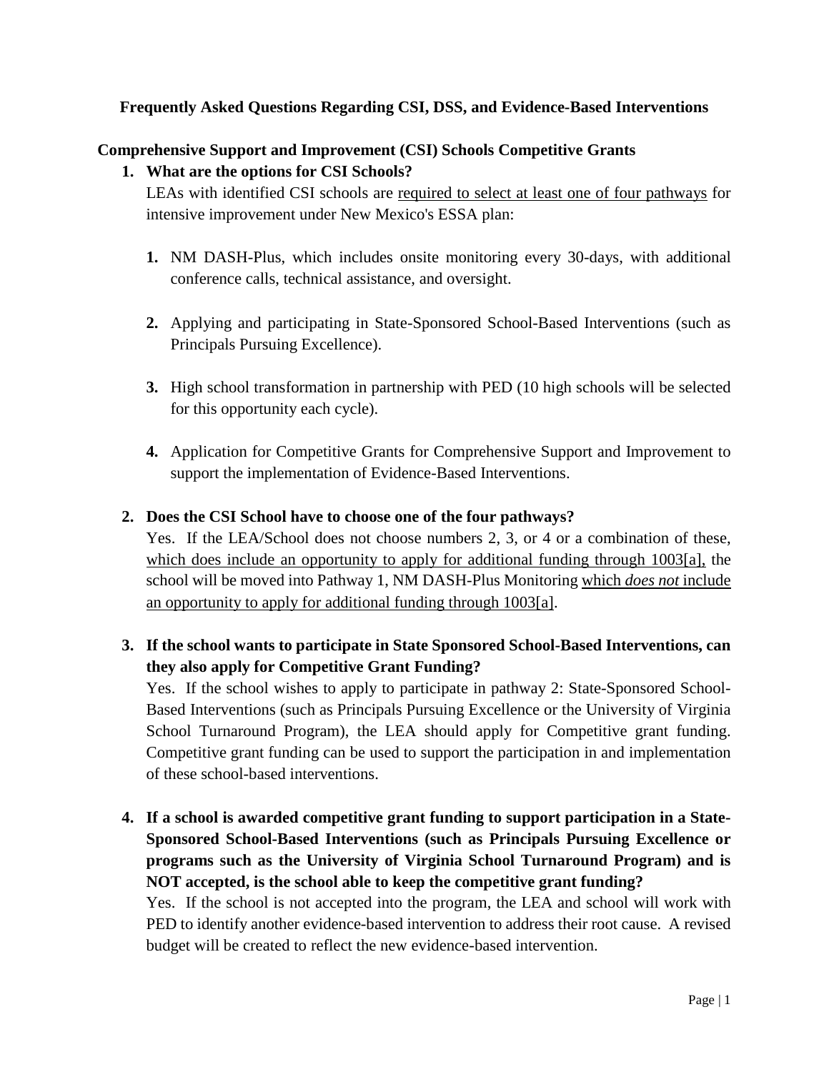# Frequently Asked Questions Regarding CSI, DSS, and Evidence-Based Interventions

## Comprehensive Support and Improvement (CSI) Schools Competitive Grants

1. **What are the options for CSI Schools?**

   LEAs with identified CSI schools are <u>required to select at least one of four pathways</u> for intensive improvement under New Mexico's ESSA plan:

   1. NM DASH-Plus, which includes onsite monitoring every 30-days, with additional conference calls, technical assistance, and oversight.

   2. Applying and participating in State-Sponsored School-Based Interventions (such as Principals Pursuing Excellence).

   3. High school transformation in partnership with PED (10 high schools will be selected for this opportunity each cycle).

   4. Application for Competitive Grants for Comprehensive Support and Improvement to support the implementation of Evidence-Based Interventions.

2. **Does the CSI School have to choose one of the four pathways?**

   Yes. If the LEA/School does not choose numbers 2, 3, or 4 or a combination of these, <u>which does include an opportunity to apply for additional funding through 1003[a],</u> the school will be moved into Pathway 1, NM DASH-Plus Monitoring <u>which *does not* include an opportunity to apply for additional funding through 1003[a]</u>.

3. **If the school wants to participate in State Sponsored School-Based Interventions, can they also apply for Competitive Grant Funding?**

   Yes. If the school wishes to apply to participate in pathway 2: State-Sponsored School-Based Interventions (such as Principals Pursuing Excellence or the University of Virginia School Turnaround Program), the LEA should apply for Competitive grant funding. Competitive grant funding can be used to support the participation in and implementation of these school-based interventions.

4. **If a school is awarded competitive grant funding to support participation in a State-Sponsored School-Based Interventions (such as Principals Pursuing Excellence or programs such as the University of Virginia School Turnaround Program) and is NOT accepted, is the school able to keep the competitive grant funding?**

   Yes. If the school is not accepted into the program, the LEA and school will work with PED to identify another evidence-based intervention to address their root cause. A revised budget will be created to reflect the new evidence-based intervention.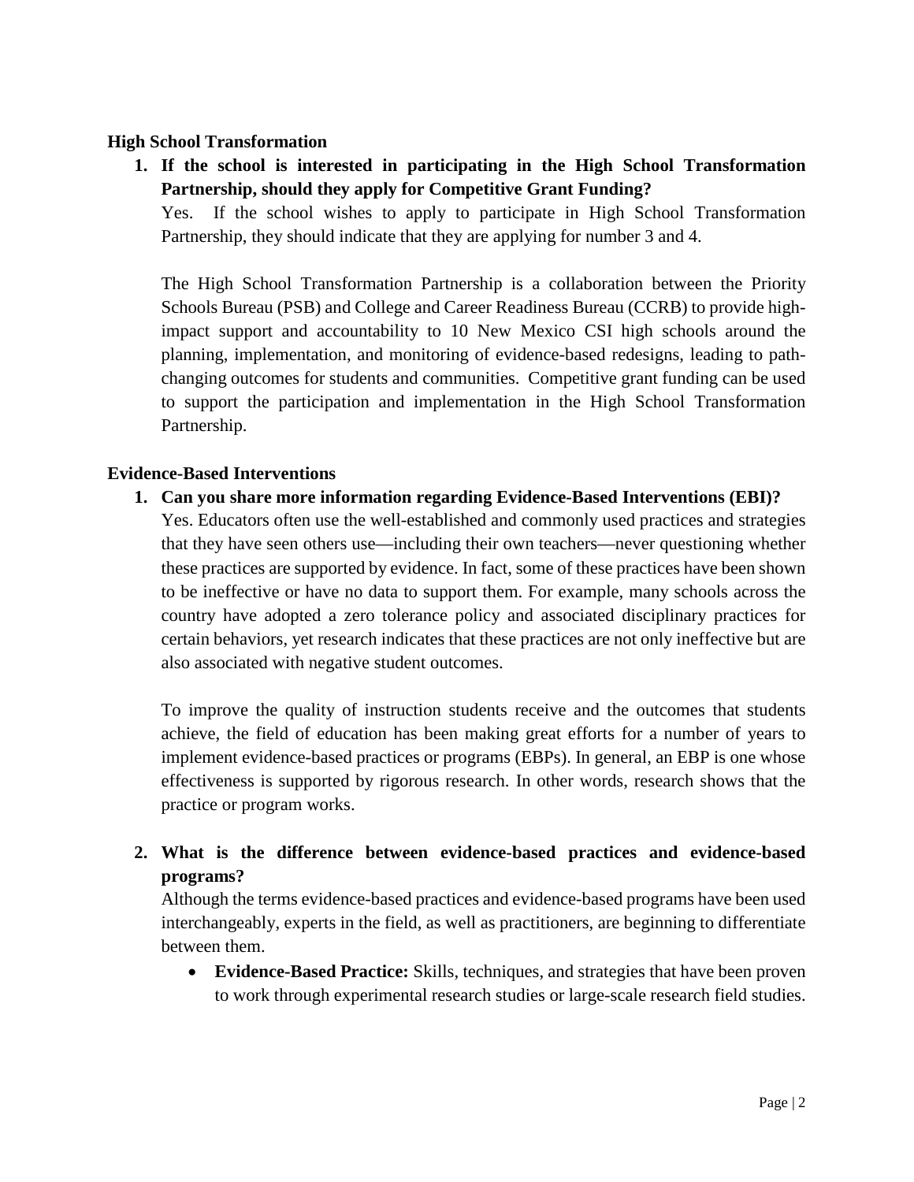**High School Transformation**

1. **If the school is interested in participating in the High School Transformation Partnership, should they apply for Competitive Grant Funding?**

   Yes. If the school wishes to apply to participate in High School Transformation Partnership, they should indicate that they are applying for number 3 and 4.

   The High School Transformation Partnership is a collaboration between the Priority Schools Bureau (PSB) and College and Career Readiness Bureau (CCRB) to provide high-impact support and accountability to 10 New Mexico CSI high schools around the planning, implementation, and monitoring of evidence-based redesigns, leading to path-changing outcomes for students and communities. Competitive grant funding can be used to support the participation and implementation in the High School Transformation Partnership.

**Evidence-Based Interventions**

1. **Can you share more information regarding Evidence-Based Interventions (EBI)?**

   Yes. Educators often use the well-established and commonly used practices and strategies that they have seen others use—including their own teachers—never questioning whether these practices are supported by evidence. In fact, some of these practices have been shown to be ineffective or have no data to support them. For example, many schools across the country have adopted a zero tolerance policy and associated disciplinary practices for certain behaviors, yet research indicates that these practices are not only ineffective but are also associated with negative student outcomes.

   To improve the quality of instruction students receive and the outcomes that students achieve, the field of education has been making great efforts for a number of years to implement evidence-based practices or programs (EBPs). In general, an EBP is one whose effectiveness is supported by rigorous research. In other words, research shows that the practice or program works.

2. **What is the difference between evidence-based practices and evidence-based programs?**

   Although the terms evidence-based practices and evidence-based programs have been used interchangeably, experts in the field, as well as practitioners, are beginning to differentiate between them.

   - **Evidence-Based Practice:** Skills, techniques, and strategies that have been proven to work through experimental research studies or large-scale research field studies.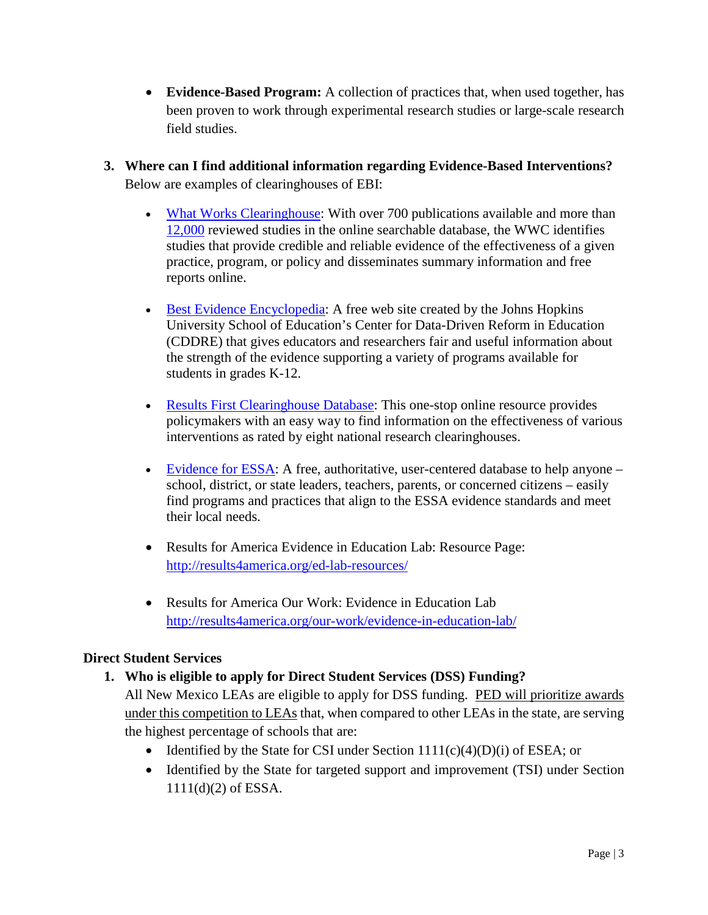- **Evidence-Based Program:** A collection of practices that, when used together, has been proven to work through experimental research studies or large-scale research field studies.

3. **Where can I find additional information regarding Evidence-Based Interventions?**
   Below are examples of clearinghouses of EBI:

   - What Works Clearinghouse: With over 700 publications available and more than 12,000 reviewed studies in the online searchable database, the WWC identifies studies that provide credible and reliable evidence of the effectiveness of a given practice, program, or policy and disseminates summary information and free reports online.

   - Best Evidence Encyclopedia: A free web site created by the Johns Hopkins University School of Education's Center for Data-Driven Reform in Education (CDDRE) that gives educators and researchers fair and useful information about the strength of the evidence supporting a variety of programs available for students in grades K-12.

   - Results First Clearinghouse Database: This one-stop online resource provides policymakers with an easy way to find information on the effectiveness of various interventions as rated by eight national research clearinghouses.

   - Evidence for ESSA: A free, authoritative, user-centered database to help anyone – school, district, or state leaders, teachers, parents, or concerned citizens – easily find programs and practices that align to the ESSA evidence standards and meet their local needs.

   - Results for America Evidence in Education Lab: Resource Page: http://results4america.org/ed-lab-resources/

   - Results for America Our Work: Evidence in Education Lab http://results4america.org/our-work/evidence-in-education-lab/

**Direct Student Services**

1. **Who is eligible to apply for Direct Student Services (DSS) Funding?**
   All New Mexico LEAs are eligible to apply for DSS funding. PED will prioritize awards under this competition to LEAs that, when compared to other LEAs in the state, are serving the highest percentage of schools that are:
   - Identified by the State for CSI under Section 1111(c)(4)(D)(i) of ESEA; or
   - Identified by the State for targeted support and improvement (TSI) under Section 1111(d)(2) of ESSA.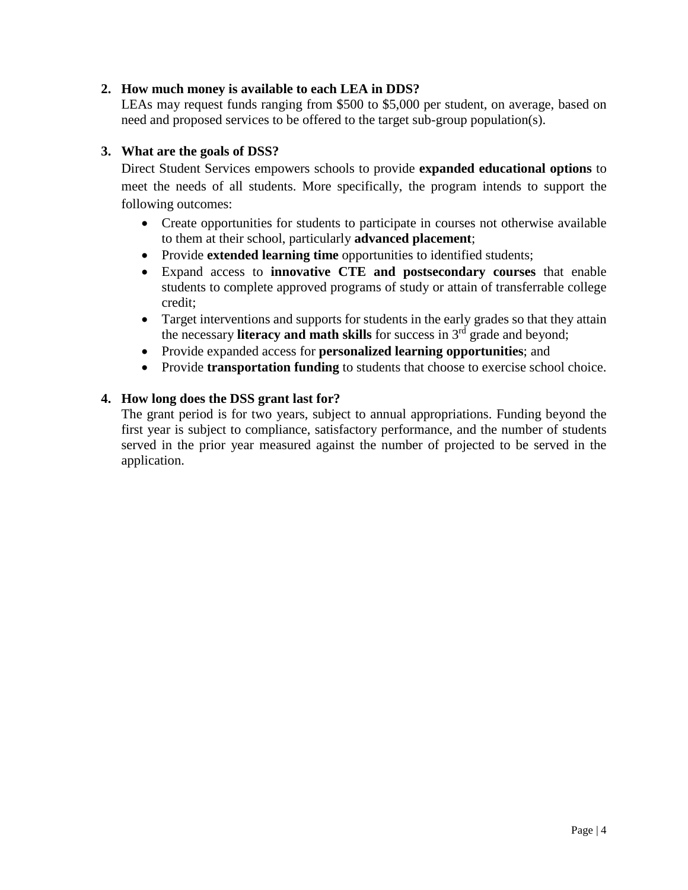2. **How much money is available to each LEA in DDS?**
   LEAs may request funds ranging from $500 to $5,000 per student, on average, based on need and proposed services to be offered to the target sub-group population(s).

3. **What are the goals of DSS?**
   Direct Student Services empowers schools to provide **expanded educational options** to meet the needs of all students. More specifically, the program intends to support the following outcomes:

   - Create opportunities for students to participate in courses not otherwise available to them at their school, particularly **advanced placement**;
   - Provide **extended learning time** opportunities to identified students;
   - Expand access to **innovative CTE and postsecondary courses** that enable students to complete approved programs of study or attain of transferrable college credit;
   - Target interventions and supports for students in the early grades so that they attain the necessary **literacy and math skills** for success in 3rd grade and beyond;
   - Provide expanded access for **personalized learning opportunities**; and
   - Provide **transportation funding** to students that choose to exercise school choice.

4. **How long does the DSS grant last for?**
   The grant period is for two years, subject to annual appropriations. Funding beyond the first year is subject to compliance, satisfactory performance, and the number of students served in the prior year measured against the number of projected to be served in the application.